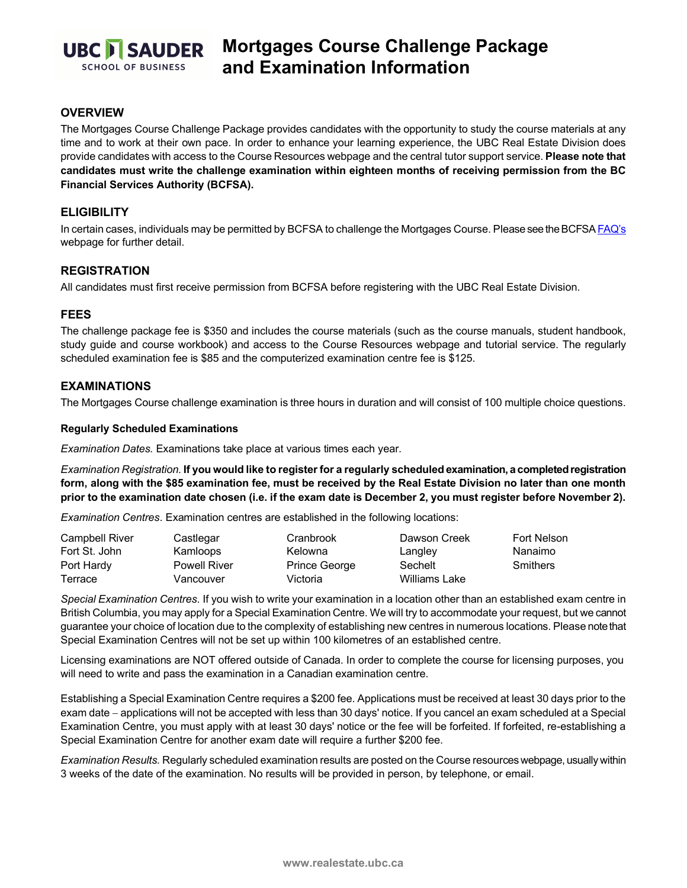# Mortgages Course Challenge Package and Examination Information

## OVERVIEW

The Mortgages Course Challenge Package provides candidates with the opportunity to study the course materials at any time and to work at their own pace. In order to enhance your learning experience, the UBC Real Estate Division does provide candidates with access to the Course Resources webpage and the central tutor support service. **Please note that candidates must write the challenge examination within eighteen months of receiving permission from the BC Financial Services Authority (BCFSA).**

## ELIGIBILITY

In certain cases, individuals may be permitted by BCFSA to challenge the Mortgages Course. Please see the BCFSA FAQ's webpage for further detail.

## REGISTRATION

All candidates must first receive permission from BCFSA before registering with the UBC Real Estate Division.

## FEES

The challenge package fee is $350 and includes the course materials (such as the course manuals, student handbook, study guide and course workbook) and access to the Course Resources webpage and tutorial service. The regularly scheduled examination fee is $85 and the computerized examination centre fee is $125.

## EXAMINATIONS

The Mortgages Course challenge examination is three hours in duration and will consist of 100 multiple choice questions.

### Regularly Scheduled Examinations

*Examination Dates.* Examinations take place at various times each year.

*Examination Registration.* **If you would like to register for a regularly scheduled examination, a completed registration form, along with the $85 examination fee, must be received by the Real Estate Division no later than one month prior to the examination date chosen (i.e. if the exam date is December 2, you must register before November 2).**

*Examination Centres*. Examination centres are established in the following locations:

| | | | | |
|---|---|---|---|---|
| Campbell River | Castlegar | Cranbrook | Dawson Creek | Fort Nelson |
| Fort St. John | Kamloops | Kelowna | Langley | Nanaimo |
| Port Hardy | Powell River | Prince George | Sechelt | Smithers |
| Terrace | Vancouver | Victoria | Williams Lake | |

*Special Examination Centres*. If you wish to write your examination in a location other than an established exam centre in British Columbia, you may apply for a Special Examination Centre. We will try to accommodate your request, but we cannot guarantee your choice of location due to the complexity of establishing new centres in numerous locations. Please note that Special Examination Centres will not be set up within 100 kilometres of an established centre.

Licensing examinations are NOT offered outside of Canada. In order to complete the course for licensing purposes, you will need to write and pass the examination in a Canadian examination centre.

Establishing a Special Examination Centre requires a $200 fee. Applications must be received at least 30 days prior to the exam date – applications will not be accepted with less than 30 days' notice. If you cancel an exam scheduled at a Special Examination Centre, you must apply with at least 30 days' notice or the fee will be forfeited. If forfeited, re-establishing a Special Examination Centre for another exam date will require a further $200 fee.

*Examination Results.* Regularly scheduled examination results are posted on the Course resources webpage, usually within 3 weeks of the date of the examination. No results will be provided in person, by telephone, or email.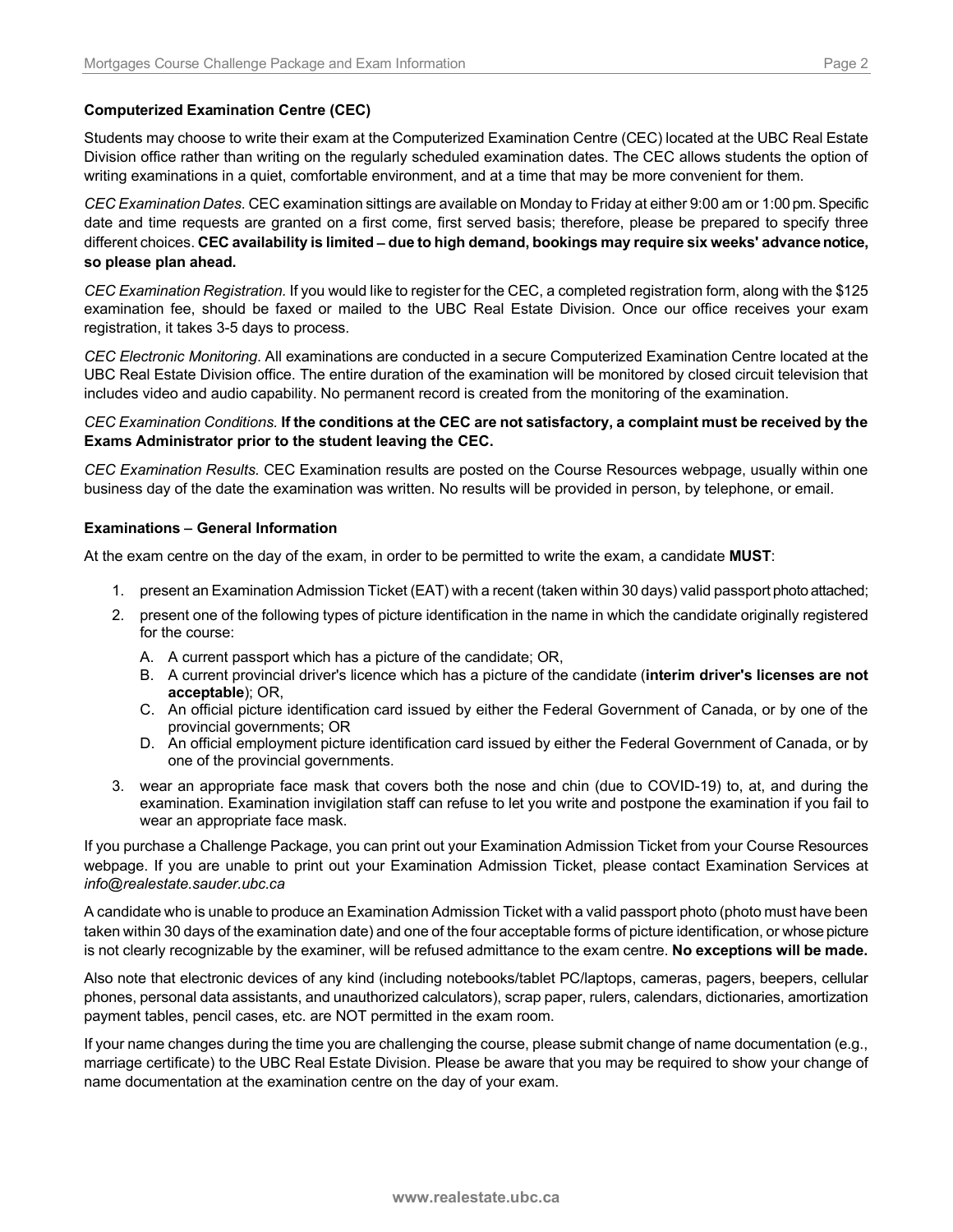**Computerized Examination Centre (CEC)**

Students may choose to write their exam at the Computerized Examination Centre (CEC) located at the UBC Real Estate Division office rather than writing on the regularly scheduled examination dates. The CEC allows students the option of writing examinations in a quiet, comfortable environment, and at a time that may be more convenient for them.

*CEC Examination Dates.* CEC examination sittings are available on Monday to Friday at either 9:00 am or 1:00 pm. Specific date and time requests are granted on a first come, first served basis; therefore, please be prepared to specify three different choices. **CEC availability is limited – due to high demand, bookings may require six weeks' advance notice, so please plan ahead.**

*CEC Examination Registration.* If you would like to register for the CEC, a completed registration form, along with the $125 examination fee, should be faxed or mailed to the UBC Real Estate Division. Once our office receives your exam registration, it takes 3-5 days to process.

*CEC Electronic Monitoring*. All examinations are conducted in a secure Computerized Examination Centre located at the UBC Real Estate Division office. The entire duration of the examination will be monitored by closed circuit television that includes video and audio capability. No permanent record is created from the monitoring of the examination.

*CEC Examination Conditions.* **If the conditions at the CEC are not satisfactory, a complaint must be received by the Exams Administrator prior to the student leaving the CEC.**

*CEC Examination Results.* CEC Examination results are posted on the Course Resources webpage, usually within one business day of the date the examination was written. No results will be provided in person, by telephone, or email.

**Examinations – General Information**

At the exam centre on the day of the exam, in order to be permitted to write the exam, a candidate **MUST**:

1. present an Examination Admission Ticket (EAT) with a recent (taken within 30 days) valid passport photo attached;
2. present one of the following types of picture identification in the name in which the candidate originally registered for the course:
   A. A current passport which has a picture of the candidate; OR,
   B. A current provincial driver's licence which has a picture of the candidate (**interim driver's licenses are not acceptable**); OR,
   C. An official picture identification card issued by either the Federal Government of Canada, or by one of the provincial governments; OR
   D. An official employment picture identification card issued by either the Federal Government of Canada, or by one of the provincial governments.
3. wear an appropriate face mask that covers both the nose and chin (due to COVID-19) to, at, and during the examination. Examination invigilation staff can refuse to let you write and postpone the examination if you fail to wear an appropriate face mask.

If you purchase a Challenge Package, you can print out your Examination Admission Ticket from your Course Resources webpage. If you are unable to print out your Examination Admission Ticket, please contact Examination Services at *info@realestate.sauder.ubc.ca*

A candidate who is unable to produce an Examination Admission Ticket with a valid passport photo (photo must have been taken within 30 days of the examination date) and one of the four acceptable forms of picture identification, or whose picture is not clearly recognizable by the examiner, will be refused admittance to the exam centre. **No exceptions will be made.**

Also note that electronic devices of any kind (including notebooks/tablet PC/laptops, cameras, pagers, beepers, cellular phones, personal data assistants, and unauthorized calculators), scrap paper, rulers, calendars, dictionaries, amortization payment tables, pencil cases, etc. are NOT permitted in the exam room.

If your name changes during the time you are challenging the course, please submit change of name documentation (e.g., marriage certificate) to the UBC Real Estate Division. Please be aware that you may be required to show your change of name documentation at the examination centre on the day of your exam.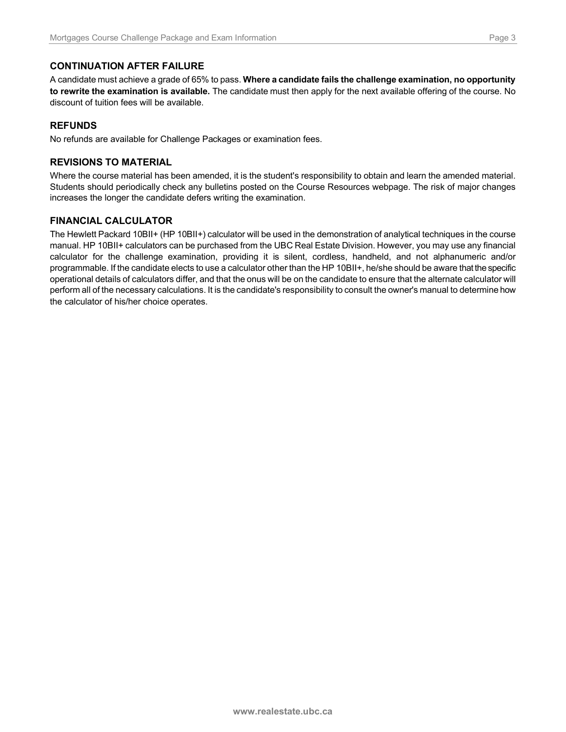## CONTINUATION AFTER FAILURE

A candidate must achieve a grade of 65% to pass. **Where a candidate fails the challenge examination, no opportunity to rewrite the examination is available.** The candidate must then apply for the next available offering of the course. No discount of tuition fees will be available.

## REFUNDS

No refunds are available for Challenge Packages or examination fees.

## REVISIONS TO MATERIAL

Where the course material has been amended, it is the student's responsibility to obtain and learn the amended material. Students should periodically check any bulletins posted on the Course Resources webpage. The risk of major changes increases the longer the candidate defers writing the examination.

## FINANCIAL CALCULATOR

The Hewlett Packard 10BII+ (HP 10BII+) calculator will be used in the demonstration of analytical techniques in the course manual. HP 10BII+ calculators can be purchased from the UBC Real Estate Division. However, you may use any financial calculator for the challenge examination, providing it is silent, cordless, handheld, and not alphanumeric and/or programmable. If the candidate elects to use a calculator other than the HP 10BII+, he/she should be aware that the specific operational details of calculators differ, and that the onus will be on the candidate to ensure that the alternate calculator will perform all of the necessary calculations. It is the candidate's responsibility to consult the owner's manual to determine how the calculator of his/her choice operates.